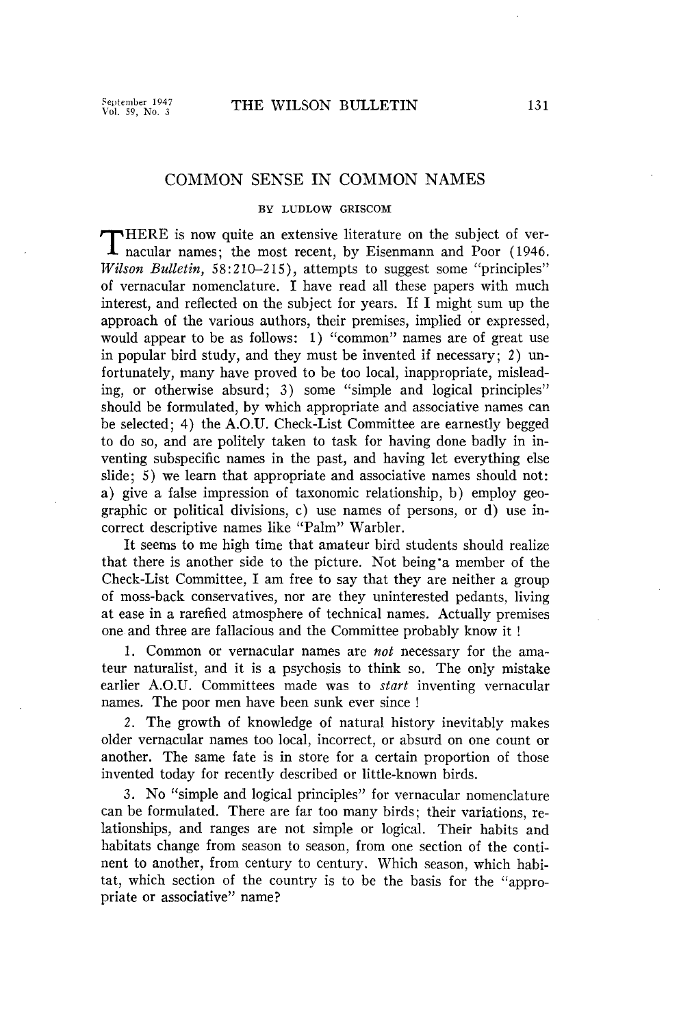# COMMON SENSE IN COMMON NAMES

BY LUDLOW GRISCOM

THERE is now quite an extensive literature on the subject of vernacular names; the most recent, by Eisenmann and Poor (1946. *Wilson Bulletin,* 58:210–215), attempts to suggest some "principles" of vernacular nomenclature. I have read all these papers with much interest, and reflected on the subject for years. If I might sum up the approach of the various authors, their premises, implied or expressed, would appear to be as follows: 1) "common" names are of great use in popular bird study, and they must be invented if necessary; 2) unfortunately, many have proved to be too local, inappropriate, misleading, or otherwise absurd; 3) some "simple and logical principles" should be formulated, by which appropriate and associative names can be selected; 4) the A.O.U. Check-List Committee are earnestly begged to do so, and are politely taken to task for having done badly in inventing subspecific names in the past, and having let everything else slide; 5) we learn that appropriate and associative names should not: a) give a false impression of taxonomic relationship, b) employ geographic or political divisions, c) use names of persons, or d) use incorrect descriptive names like "Palm" Warbler.

It seems to me high time that amateur bird students should realize that there is another side to the picture. Not being a member of the Check-List Committee, I am free to say that they are neither a group of moss-back conservatives, nor are they uninterested pedants, living at ease in a rarefied atmosphere of technical names. Actually premises one and three are fallacious and the Committee probably know it!

1. Common or vernacular names are *not* necessary for the amateur naturalist, and it is a psychosis to think so. The only mistake earlier A.O.U. Committees made was to *start* inventing vernacular names. The poor men have been sunk ever since!

2. The growth of knowledge of natural history inevitably makes older vernacular names too local, incorrect, or absurd on one count or another. The same fate is in store for a certain proportion of those invented today for recently described or little-known birds.

3. No "simple and logical principles" for vernacular nomenclature can be formulated. There are far too many birds; their variations, relationships, and ranges are not simple or logical. Their habits and habitats change from season to season, from one section of the continent to another, from century to century. Which season, which habitat, which section of the country is to be the basis for the "appropriate or associative" name?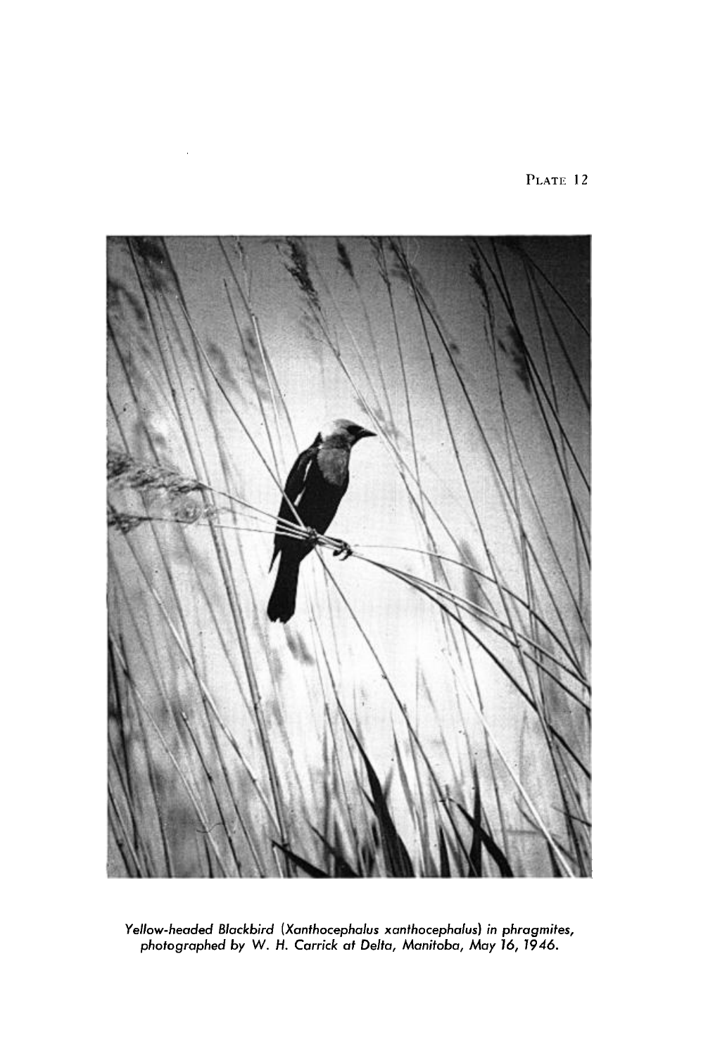PLATE 12

*Yellow-headed Blackbird (Xanthocephalus xanthocephalus) in phragmites, photographed by W. H. Carrick at Delta, Manitoba, May 16, 1946.*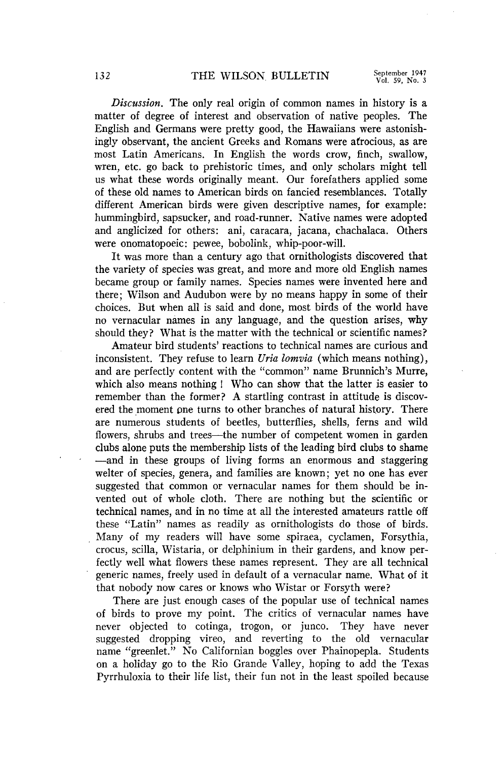*Discussion.* The only real origin of common names in history is a matter of degree of interest and observation of native peoples. The English and Germans were pretty good, the Hawaiians were astonishingly observant, the ancient Greeks and Romans were atrocious, as are most Latin Americans. In English the words crow, finch, swallow, wren, etc. go back to prehistoric times, and only scholars might tell us what these words originally meant. Our forefathers applied some of these old names to American birds on fancied resemblances. Totally different American birds were given descriptive names, for example: hummingbird, sapsucker, and road-runner. Native names were adopted and anglicized for others: ani, caracara, jacana, chachalaca. Others were onomatopoeic: pewee, bobolink, whip-poor-will.

It was more than a century ago that ornithologists discovered that the variety of species was great, and more and more old English names became group or family names. Species names were invented here and there; Wilson and Audubon were by no means happy in some of their choices. But when all is said and done, most birds of the world have no vernacular names in any language, and the question arises, why should they? What is the matter with the technical or scientific names?

Amateur bird students' reactions to technical names are curious and inconsistent. They refuse to learn *Uria lomvia* (which means nothing), and are perfectly content with the "common" name Brunnich's Murre, which also means nothing! Who can show that the latter is easier to remember than the former? A startling contrast in attitude is discovered the moment one turns to other branches of natural history. There are numerous students of beetles, butterflies, shells, ferns and wild flowers, shrubs and trees—the number of competent women in garden clubs alone puts the membership lists of the leading bird clubs to shame—and in these groups of living forms an enormous and staggering welter of species, genera, and families are known; yet no one has ever suggested that common or vernacular names for them should be invented out of whole cloth. There are nothing but the scientific or technical names, and in no time at all the interested amateurs rattle off these "Latin" names as readily as ornithologists do those of birds. Many of my readers will have some spiraea, cyclamen, Forsythia, crocus, scilla, Wistaria, or delphinium in their gardens, and know perfectly well what flowers these names represent. They are all technical generic names, freely used in default of a vernacular name. What of it that nobody now cares or knows who Wistar or Forsyth were?

There are just enough cases of the popular use of technical names of birds to prove my point. The critics of vernacular names have never objected to cotinga, trogon, or junco. They have never suggested dropping vireo, and reverting to the old vernacular name "greenlet." No Californian boggles over Phainopepla. Students on a holiday go to the Rio Grande Valley, hoping to add the Texas Pyrrhuloxia to their life list, their fun not in the least spoiled because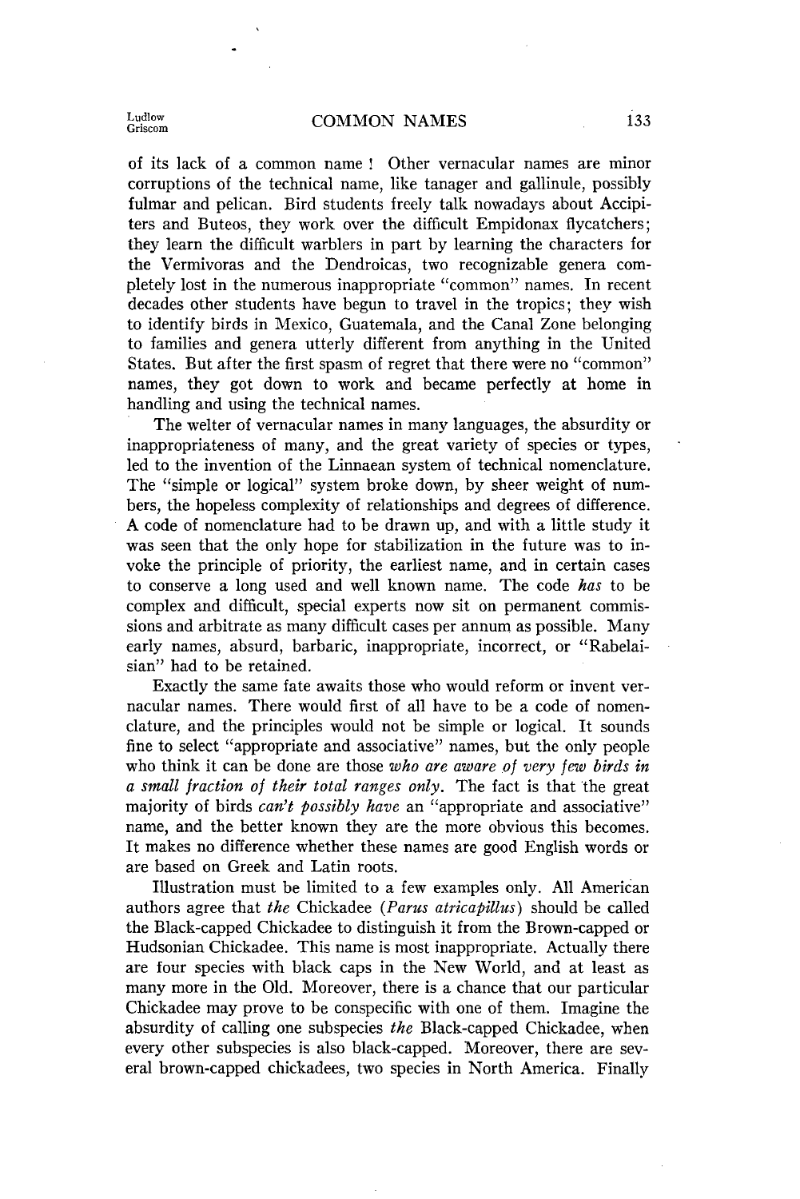of its lack of a common name ! Other vernacular names are minor corruptions of the technical name, like tanager and gallinule, possibly fulmar and pelican. Bird students freely talk nowadays about Accipiters and Buteos, they work over the difficult Empidonax flycatchers; they learn the difficult warblers in part by learning the characters for the Vermivoras and the Dendroicas, two recognizable genera completely lost in the numerous inappropriate "common" names. In recent decades other students have begun to travel in the tropics; they wish to identify birds in Mexico, Guatemala, and the Canal Zone belonging to families and genera utterly different from anything in the United States. But after the first spasm of regret that there were no "common" names, they got down to work and became perfectly at home in handling and using the technical names.

The welter of vernacular names in many languages, the absurdity or inappropriateness of many, and the great variety of species or types, led to the invention of the Linnaean system of technical nomenclature. The "simple or logical" system broke down, by sheer weight of numbers, the hopeless complexity of relationships and degrees of difference. A code of nomenclature had to be drawn up, and with a little study it was seen that the only hope for stabilization in the future was to invoke the principle of priority, the earliest name, and in certain cases to conserve a long used and well known name. The code *has* to be complex and difficult, special experts now sit on permanent commissions and arbitrate as many difficult cases per annum as possible. Many early names, absurd, barbaric, inappropriate, incorrect, or "Rabelaisian" had to be retained.

Exactly the same fate awaits those who would reform or invent vernacular names. There would first of all have to be a code of nomenclature, and the principles would not be simple or logical. It sounds fine to select "appropriate and associative" names, but the only people who think it can be done are those *who are aware of very few birds in a small fraction of their total ranges only*. The fact is that the great majority of birds *can't possibly have* an "appropriate and associative" name, and the better known they are the more obvious this becomes. It makes no difference whether these names are good English words or are based on Greek and Latin roots.

Illustration must be limited to a few examples only. All American authors agree that *the* Chickadee (*Parus atricapillus*) should be called the Black-capped Chickadee to distinguish it from the Brown-capped or Hudsonian Chickadee. This name is most inappropriate. Actually there are four species with black caps in the New World, and at least as many more in the Old. Moreover, there is a chance that our particular Chickadee may prove to be conspecific with one of them. Imagine the absurdity of calling one subspecies *the* Black-capped Chickadee, when every other subspecies is also black-capped. Moreover, there are several brown-capped chickadees, two species in North America. Finally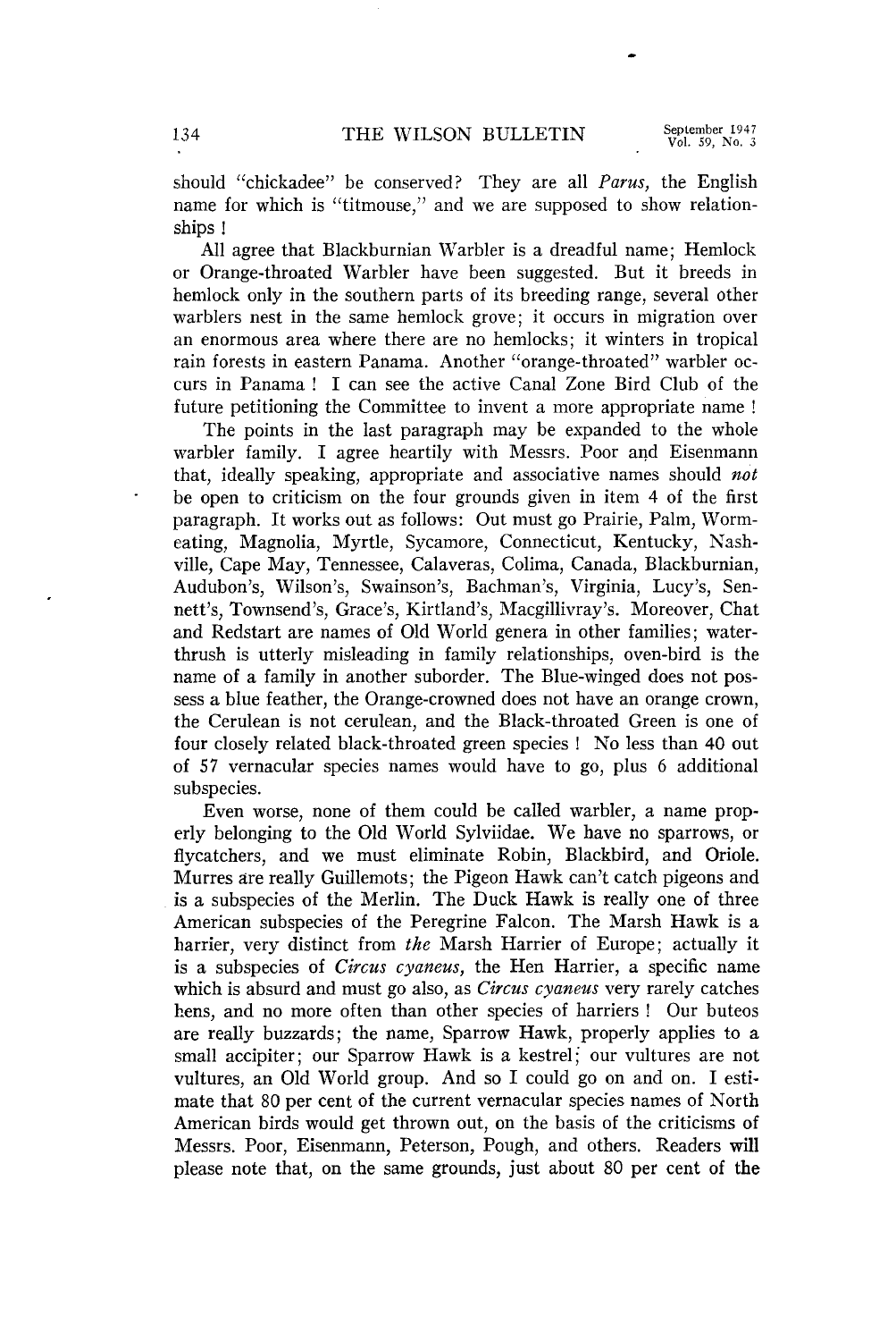should "chickadee" be conserved? They are all *Parus,* the English name for which is "titmouse," and we are supposed to show relationships !

All agree that Blackburnian Warbler is a dreadful name; Hemlock or Orange-throated Warbler have been suggested. But it breeds in hemlock only in the southern parts of its breeding range, several other warblers nest in the same hemlock grove; it occurs in migration over an enormous area where there are no hemlocks; it winters in tropical rain forests in eastern Panama. Another "orange-throated" warbler occurs in Panama ! I can see the active Canal Zone Bird Club of the future petitioning the Committee to invent a more appropriate name !

The points in the last paragraph may be expanded to the whole warbler family. I agree heartily with Messrs. Poor and Eisenmann that, ideally speaking, appropriate and associative names should *not* be open to criticism on the four grounds given in item 4 of the first paragraph. It works out as follows: Out must go Prairie, Palm, Worm-eating, Magnolia, Myrtle, Sycamore, Connecticut, Kentucky, Nashville, Cape May, Tennessee, Calaveras, Colima, Canada, Blackburnian, Audubon's, Wilson's, Swainson's, Bachman's, Virginia, Lucy's, Sennett's, Townsend's, Grace's, Kirtland's, Macgillivray's. Moreover, Chat and Redstart are names of Old World genera in other families; water-thrush is utterly misleading in family relationships, oven-bird is the name of a family in another suborder. The Blue-winged does not possess a blue feather, the Orange-crowned does not have an orange crown, the Cerulean is not cerulean, and the Black-throated Green is one of four closely related black-throated green species ! No less than 40 out of 57 vernacular species names would have to go, plus 6 additional subspecies.

Even worse, none of them could be called warbler, a name properly belonging to the Old World Sylviidae. We have no sparrows, or flycatchers, and we must eliminate Robin, Blackbird, and Oriole. Murres are really Guillemots; the Pigeon Hawk can't catch pigeons and is a subspecies of the Merlin. The Duck Hawk is really one of three American subspecies of the Peregrine Falcon. The Marsh Hawk is a harrier, very distinct from *the* Marsh Harrier of Europe; actually it is a subspecies of *Circus cyaneus,* the Hen Harrier, a specific name which is absurd and must go also, as *Circus cyaneus* very rarely catches hens, and no more often than other species of harriers ! Our buteos are really buzzards; the name, Sparrow Hawk, properly applies to a small accipiter; our Sparrow Hawk is a kestrel; our vultures are not vultures, an Old World group. And so I could go on and on. I estimate that 80 per cent of the current vernacular species names of North American birds would get thrown out, on the basis of the criticisms of Messrs. Poor, Eisenmann, Peterson, Pough, and others. Readers will please note that, on the same grounds, just about 80 per cent of the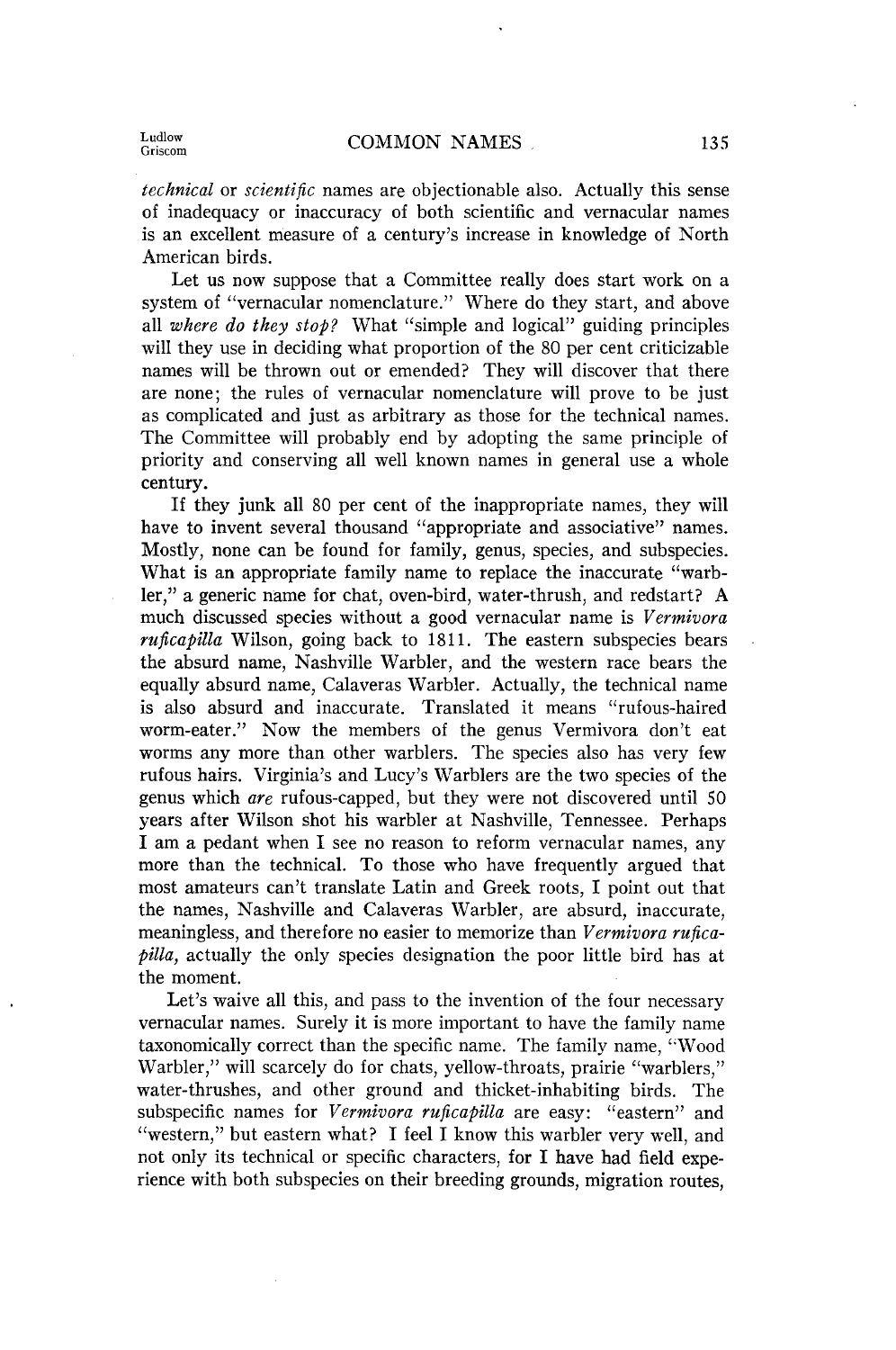*technical* or *scientific* names are objectionable also. Actually this sense of inadequacy or inaccuracy of both scientific and vernacular names is an excellent measure of a century's increase in knowledge of North American birds.

Let us now suppose that a Committee really does start work on a system of "vernacular nomenclature." Where do they start, and above all *where do they stop?* What "simple and logical" guiding principles will they use in deciding what proportion of the 80 per cent criticizable names will be thrown out or emended? They will discover that there are none; the rules of vernacular nomenclature will prove to be just as complicated and just as arbitrary as those for the technical names. The Committee will probably end by adopting the same principle of priority and conserving all well known names in general use a whole century.

If they junk all 80 per cent of the inappropriate names, they will have to invent several thousand "appropriate and associative" names. Mostly, none can be found for family, genus, species, and subspecies. What is an appropriate family name to replace the inaccurate "warbler," a generic name for chat, oven-bird, water-thrush, and redstart? A much discussed species without a good vernacular name is *Vermivora ruficapilla* Wilson, going back to 1811. The eastern subspecies bears the absurd name, Nashville Warbler, and the western race bears the equally absurd name, Calaveras Warbler. Actually, the technical name is also absurd and inaccurate. Translated it means "rufous-haired worm-eater." Now the members of the genus Vermivora don't eat worms any more than other warblers. The species also has very few rufous hairs. Virginia's and Lucy's Warblers are the two species of the genus which *are* rufous-capped, but they were not discovered until 50 years after Wilson shot his warbler at Nashville, Tennessee. Perhaps I am a pedant when I see no reason to reform vernacular names, any more than the technical. To those who have frequently argued that most amateurs can't translate Latin and Greek roots, I point out that the names, Nashville and Calaveras Warbler, are absurd, inaccurate, meaningless, and therefore no easier to memorize than *Vermivora ruficapilla*, actually the only species designation the poor little bird has at the moment.

Let's waive all this, and pass to the invention of the four necessary vernacular names. Surely it is more important to have the family name taxonomically correct than the specific name. The family name, "Wood Warbler," will scarcely do for chats, yellow-throats, prairie "warblers," water-thrushes, and other ground and thicket-inhabiting birds. The subspecific names for *Vermivora ruficapilla* are easy: "eastern" and "western," but eastern what? I feel I know this warbler very well, and not only its technical or specific characters, for I have had field experience with both subspecies on their breeding grounds, migration routes,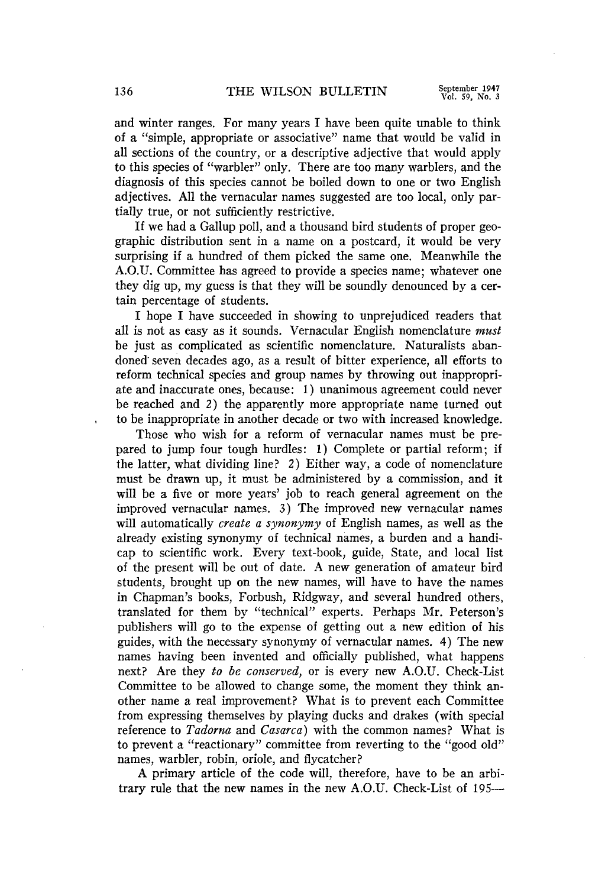and winter ranges. For many years I have been quite unable to think of a "simple, appropriate or associative" name that would be valid in all sections of the country, or a descriptive adjective that would apply to this species of "warbler" only. There are too many warblers, and the diagnosis of this species cannot be boiled down to one or two English adjectives. All the vernacular names suggested are too local, only partially true, or not sufficiently restrictive.

If we had a Gallup poll, and a thousand bird students of proper geographic distribution sent in a name on a postcard, it would be very surprising if a hundred of them picked the same one. Meanwhile the A.O.U. Committee has agreed to provide a species name; whatever one they dig up, my guess is that they will be soundly denounced by a certain percentage of students.

I hope I have succeeded in showing to unprejudiced readers that all is not as easy as it sounds. Vernacular English nomenclature *must* be just as complicated as scientific nomenclature. Naturalists abandoned seven decades ago, as a result of bitter experience, all efforts to reform technical species and group names by throwing out inappropriate and inaccurate ones, because: 1) unanimous agreement could never be reached and 2) the apparently more appropriate name turned out to be inappropriate in another decade or two with increased knowledge.

Those who wish for a reform of vernacular names must be prepared to jump four tough hurdles: 1) Complete or partial reform; if the latter, what dividing line? 2) Either way, a code of nomenclature must be drawn up, it must be administered by a commission, and it will be a five or more years' job to reach general agreement on the improved vernacular names. 3) The improved new vernacular names will automatically *create a synonymy* of English names, as well as the already existing synonymy of technical names, a burden and a handicap to scientific work. Every text-book, guide, State, and local list of the present will be out of date. A new generation of amateur bird students, brought up on the new names, will have to have the names in Chapman's books, Forbush, Ridgway, and several hundred others, translated for them by "technical" experts. Perhaps Mr. Peterson's publishers will go to the expense of getting out a new edition of his guides, with the necessary synonymy of vernacular names. 4) The new names having been invented and officially published, what happens next? Are they *to be conserved,* or is every new A.O.U. Check-List Committee to be allowed to change some, the moment they think another name a real improvement? What is to prevent each Committee from expressing themselves by playing ducks and drakes (with special reference to *Tadorna* and *Casarca*) with the common names? What is to prevent a "reactionary" committee from reverting to the "good old" names, warbler, robin, oriole, and flycatcher?

A primary article of the code will, therefore, have to be an arbitrary rule that the new names in the new A.O.U. Check-List of 195—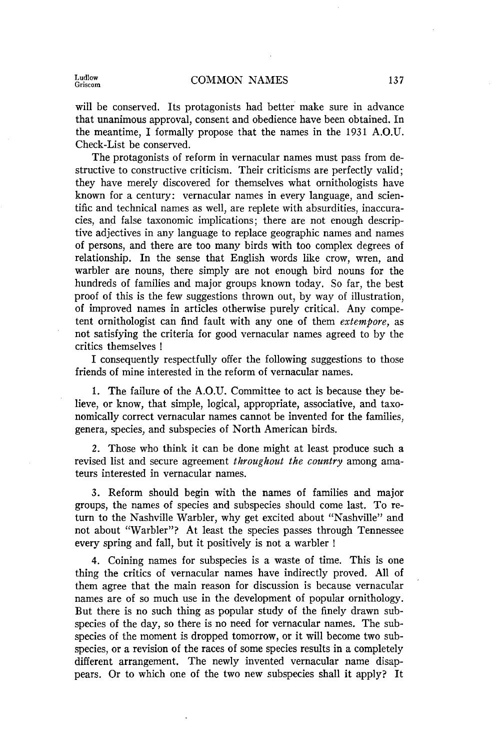will be conserved. Its protagonists had better make sure in advance that unanimous approval, consent and obedience have been obtained. In the meantime, I formally propose that the names in the 1931 A.O.U. Check-List be conserved.

The protagonists of reform in vernacular names must pass from destructive to constructive criticism. Their criticisms are perfectly valid; they have merely discovered for themselves what ornithologists have known for a century: vernacular names in every language, and scientific and technical names as well, are replete with absurdities, inaccuracies, and false taxonomic implications; there are not enough descriptive adjectives in any language to replace geographic names and names of persons, and there are too many birds with too complex degrees of relationship. In the sense that English words like crow, wren, and warbler are nouns, there simply are not enough bird nouns for the hundreds of families and major groups known today. So far, the best proof of this is the few suggestions thrown out, by way of illustration, of improved names in articles otherwise purely critical. Any competent ornithologist can find fault with any one of them *extempore,* as not satisfying the criteria for good vernacular names agreed to by the critics themselves !

I consequently respectfully offer the following suggestions to those friends of mine interested in the reform of vernacular names.

1. The failure of the A.O.U. Committee to act is because they believe, or know, that simple, logical, appropriate, associative, and taxonomically correct vernacular names cannot be invented for the families, genera, species, and subspecies of North American birds.

2. Those who think it can be done might at least produce such a revised list and secure agreement *throughout the country* among amateurs interested in vernacular names.

3. Reform should begin with the names of families and major groups, the names of species and subspecies should come last. To return to the Nashville Warbler, why get excited about "Nashville" and not about "Warbler"? At least the species passes through Tennessee every spring and fall, but it positively is not a warbler !

4. Coining names for subspecies is a waste of time. This is one thing the critics of vernacular names have indirectly proved. All of them agree that the main reason for discussion is because vernacular names are of so much use in the development of popular ornithology. But there is no such thing as popular study of the finely drawn subspecies of the day, so there is no need for vernacular names. The subspecies of the moment is dropped tomorrow, or it will become two subspecies, or a revision of the races of some species results in a completely different arrangement. The newly invented vernacular name disappears. Or to which one of the two new subspecies shall it apply? It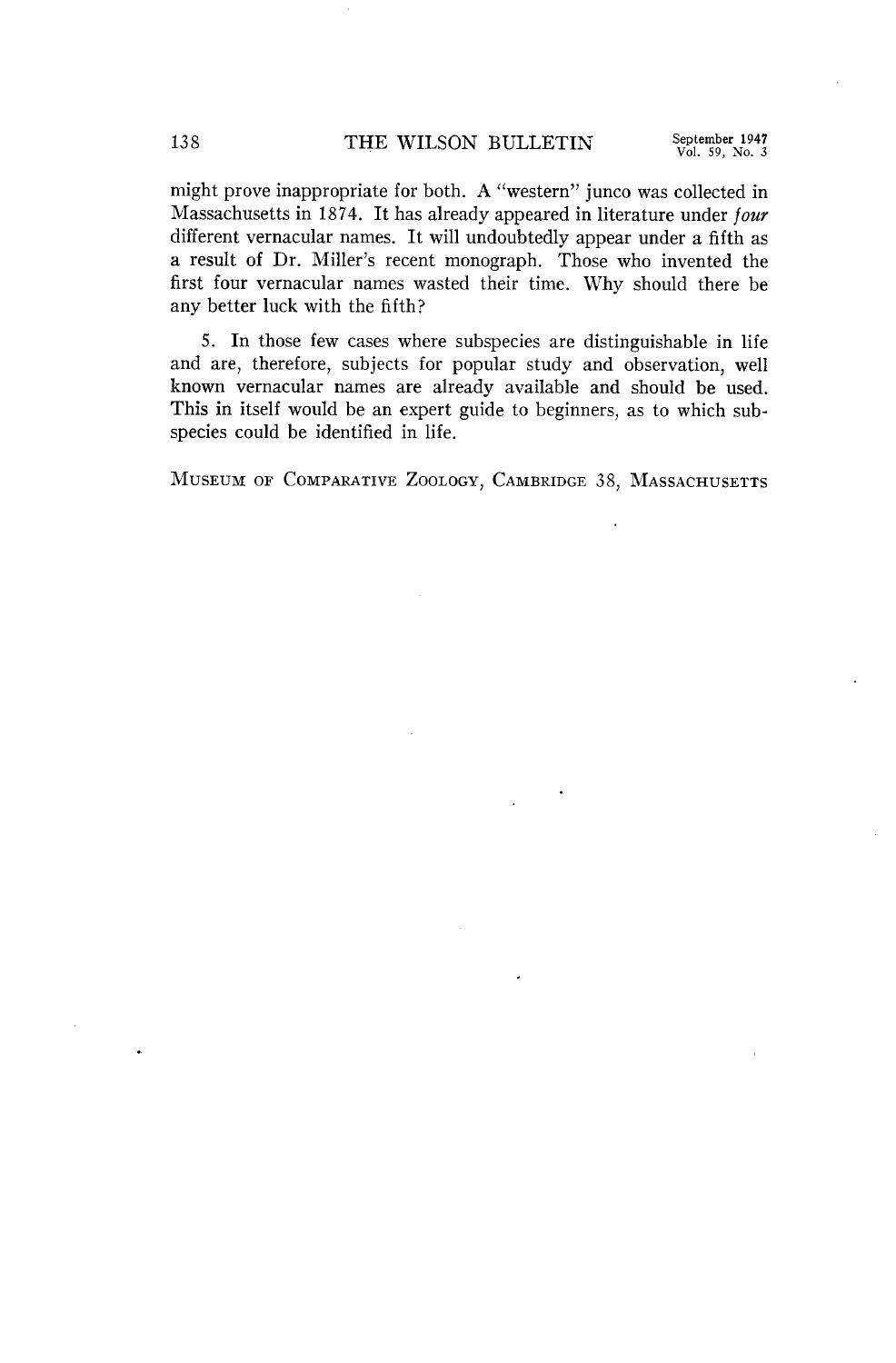might prove inappropriate for both. A "western" junco was collected in Massachusetts in 1874. It has already appeared in literature under *four* different vernacular names. It will undoubtedly appear under a fifth as a result of Dr. Miller's recent monograph. Those who invented the first four vernacular names wasted their time. Why should there be any better luck with the fifth?

5. In those few cases where subspecies are distinguishable in life and are, therefore, subjects for popular study and observation, well known vernacular names are already available and should be used. This in itself would be an expert guide to beginners, as to which subspecies could be identified in life.

MUSEUM OF COMPARATIVE ZOOLOGY, CAMBRIDGE 38, MASSACHUSETTS